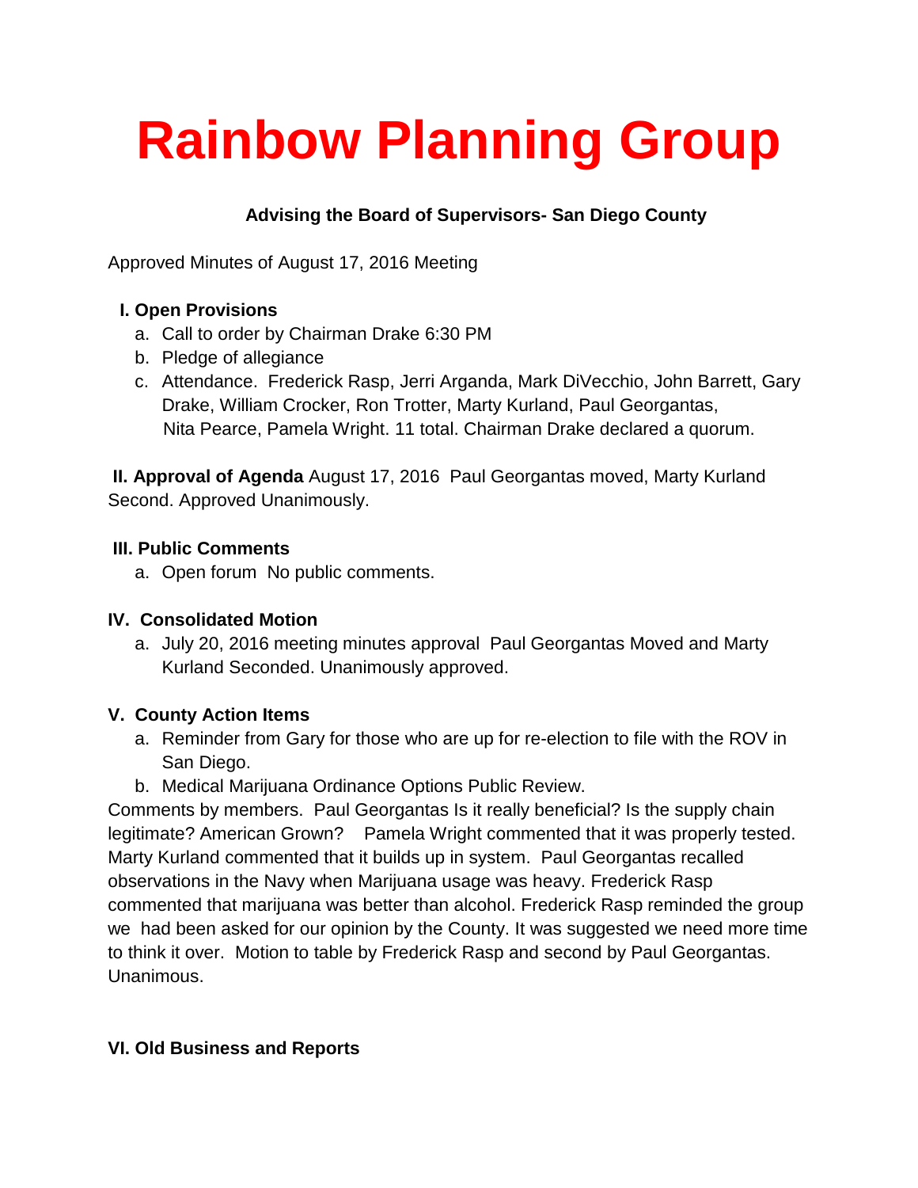# Rainbow Planning Group

**Advising the Board of Supervisors- San Diego County**

Approved Minutes of August 17, 2016 Meeting

**I. Open Provisions**

a. Call to order by Chairman Drake 6:30 PM
b. Pledge of allegiance
c. Attendance. Frederick Rasp, Jerri Arganda, Mark DiVecchio, John Barrett, Gary Drake, William Crocker, Ron Trotter, Marty Kurland, Paul Georgantas, Nita Pearce, Pamela Wright. 11 total. Chairman Drake declared a quorum.

**II. Approval of Agenda** August 17, 2016 Paul Georgantas moved, Marty Kurland Second. Approved Unanimously.

**III. Public Comments**

a. Open forum No public comments.

**IV. Consolidated Motion**

a. July 20, 2016 meeting minutes approval Paul Georgantas Moved and Marty Kurland Seconded. Unanimously approved.

**V. County Action Items**

a. Reminder from Gary for those who are up for re-election to file with the ROV in San Diego.
b. Medical Marijuana Ordinance Options Public Review.

Comments by members. Paul Georgantas Is it really beneficial? Is the supply chain legitimate? American Grown? Pamela Wright commented that it was properly tested. Marty Kurland commented that it builds up in system. Paul Georgantas recalled observations in the Navy when Marijuana usage was heavy. Frederick Rasp commented that marijuana was better than alcohol. Frederick Rasp reminded the group we had been asked for our opinion by the County. It was suggested we need more time to think it over. Motion to table by Frederick Rasp and second by Paul Georgantas. Unanimous.

**VI. Old Business and Reports**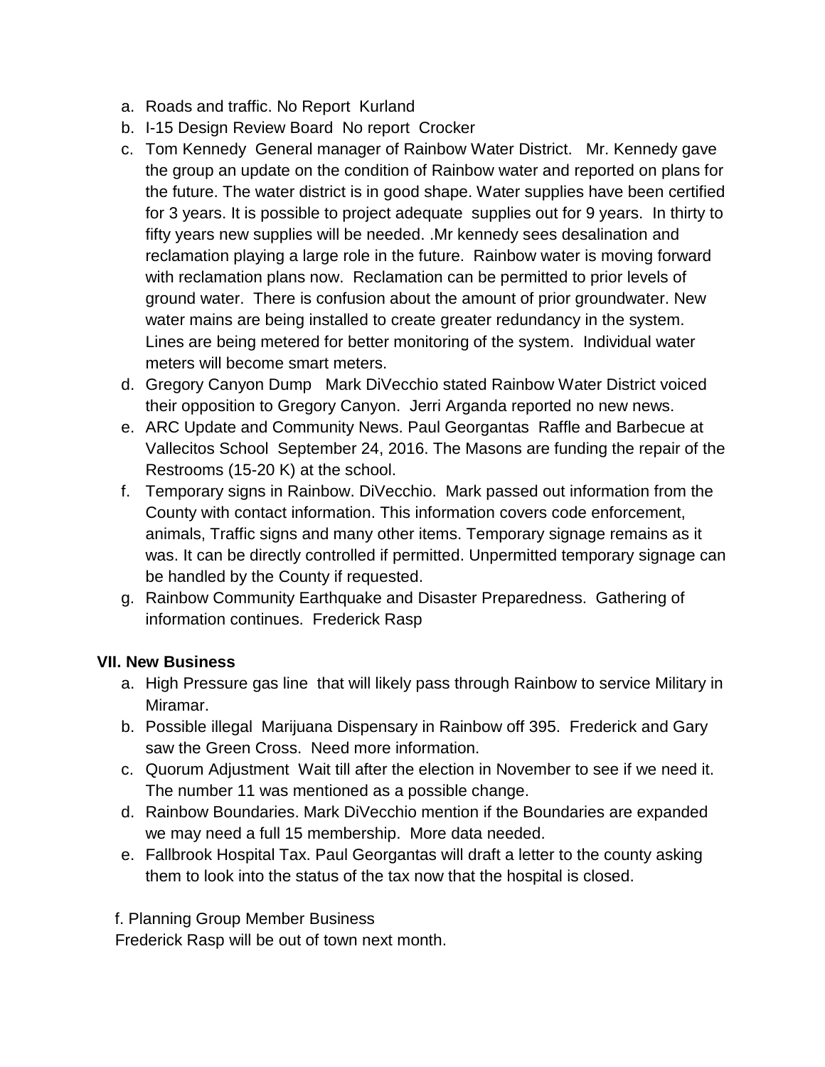a. Roads and traffic. No Report Kurland
b. I-15 Design Review Board No report Crocker
c. Tom Kennedy General manager of Rainbow Water District. Mr. Kennedy gave the group an update on the condition of Rainbow water and reported on plans for the future. The water district is in good shape. Water supplies have been certified for 3 years. It is possible to project adequate supplies out for 9 years. In thirty to fifty years new supplies will be needed. .Mr kennedy sees desalination and reclamation playing a large role in the future. Rainbow water is moving forward with reclamation plans now. Reclamation can be permitted to prior levels of ground water. There is confusion about the amount of prior groundwater. New water mains are being installed to create greater redundancy in the system. Lines are being metered for better monitoring of the system. Individual water meters will become smart meters.
d. Gregory Canyon Dump Mark DiVecchio stated Rainbow Water District voiced their opposition to Gregory Canyon. Jerri Arganda reported no new news.
e. ARC Update and Community News. Paul Georgantas Raffle and Barbecue at Vallecitos School September 24, 2016. The Masons are funding the repair of the Restrooms (15-20 K) at the school.
f. Temporary signs in Rainbow. DiVecchio. Mark passed out information from the County with contact information. This information covers code enforcement, animals, Traffic signs and many other items. Temporary signage remains as it was. It can be directly controlled if permitted. Unpermitted temporary signage can be handled by the County if requested.
g. Rainbow Community Earthquake and Disaster Preparedness. Gathering of information continues. Frederick Rasp

**VII. New Business**

a. High Pressure gas line that will likely pass through Rainbow to service Military in Miramar.
b. Possible illegal Marijuana Dispensary in Rainbow off 395. Frederick and Gary saw the Green Cross. Need more information.
c. Quorum Adjustment Wait till after the election in November to see if we need it. The number 11 was mentioned as a possible change.
d. Rainbow Boundaries. Mark DiVecchio mention if the Boundaries are expanded we may need a full 15 membership. More data needed.
e. Fallbrook Hospital Tax. Paul Georgantas will draft a letter to the county asking them to look into the status of the tax now that the hospital is closed.

f. Planning Group Member Business
Frederick Rasp will be out of town next month.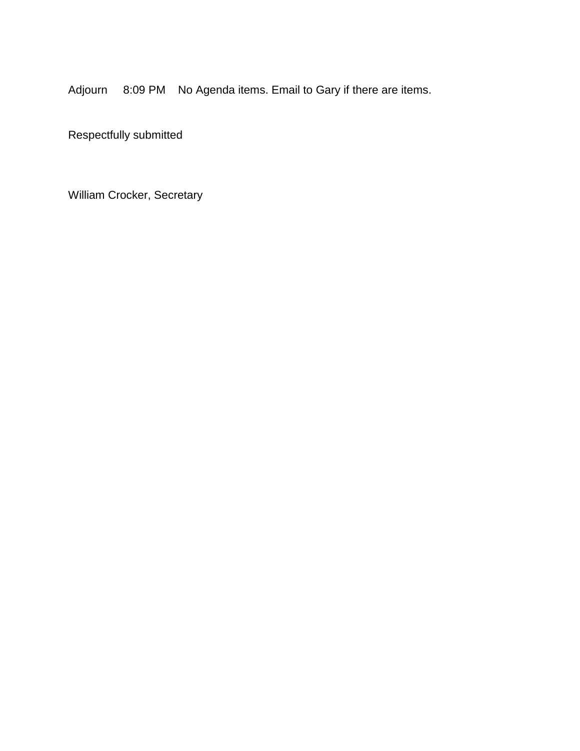Adjourn 8:09 PM No Agenda items. Email to Gary if there are items.

Respectfully submitted

William Crocker, Secretary